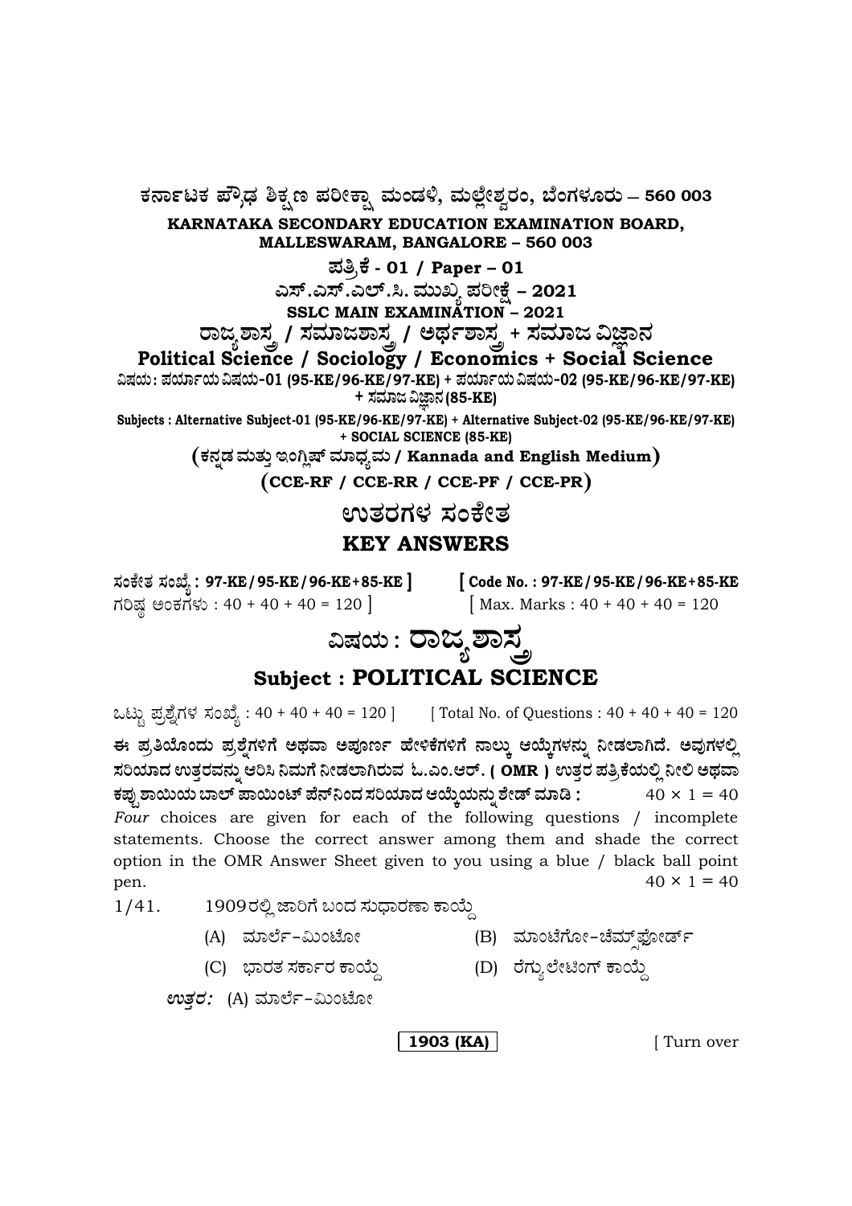**ಕರ್ನಾಟಕ ಪ್ರೌಢ ಶಿಕ್ಷಣ ಪರೀಕ್ಷಾ ಮಂಡಳಿ, ಮಲ್ಲೇಶ್ವರಂ, ಬೆಂಗಳೂರು – 560 003**

**KARNATAKA SECONDARY EDUCATION EXAMINATION BOARD, MALLESWARAM, BANGALORE – 560 003**

**ಪತ್ರಿಕೆ - 01 / Paper – 01**

**ಎಸ್.ಎಸ್.ಎಲ್.ಸಿ. ಮುಖ್ಯ ಪರೀಕ್ಷೆ – 2021**

**SSLC MAIN EXAMINATION – 2021**

**ರಾಜ್ಯಶಾಸ್ತ್ರ / ಸಮಾಜಶಾಸ್ತ್ರ / ಅರ್ಥಶಾಸ್ತ್ರ + ಸಮಾಜ ವಿಜ್ಞಾನ**

**Political Science / Sociology / Economics + Social Science**

ವಿಷಯ : ಪರ್ಯಾಯ ವಿಷಯ-01 (95-KE/96-KE/97-KE) + ಪರ್ಯಾಯ ವಿಷಯ-02 (95-KE/96-KE/97-KE) + ಸಮಾಜ ವಿಜ್ಞಾನ (85-KE)

Subjects : Alternative Subject-01 (95-KE/96-KE/97-KE) + Alternative Subject-02 (95-KE/96-KE/97-KE) + SOCIAL SCIENCE (85-KE)

**(ಕನ್ನಡ ಮತ್ತು ಇಂಗ್ಲಿಷ್ ಮಾಧ್ಯಮ / Kannada and English Medium)**

**(CCE-RF / CCE-RR / CCE-PF / CCE-PR)**

# ಉತ್ತರಗಳ ಸಂಕೇತ

# KEY ANSWERS

**ಸಂಕೇತ ಸಂಖ್ಯೆ : 97-KE / 95-KE / 96-KE+85-KE ]** **[ Code No. : 97-KE / 95-KE / 96-KE+85-KE**

ಗರಿಷ್ಠ ಅಂಕಗಳು : 40 + 40 + 40 = 120 ] [ Max. Marks : 40 + 40 + 40 = 120

# ವಿಷಯ : ರಾಜ್ಯಶಾಸ್ತ್ರ

## Subject : POLITICAL SCIENCE

ಒಟ್ಟು ಪ್ರಶ್ನೆಗಳ ಸಂಖ್ಯೆ : 40 + 40 + 40 = 120 ] [ Total No. of Questions : 40 + 40 + 40 = 120

**ಈ ಪ್ರತಿಯೊಂದು ಪ್ರಶ್ನೆಗಳಿಗೆ ಅಥವಾ ಅಪೂರ್ಣ ಹೇಳಿಕೆಗಳಿಗೆ ನಾಲ್ಕು ಆಯ್ಕೆಗಳನ್ನು ನೀಡಲಾಗಿದೆ. ಅವುಗಳಲ್ಲಿ ಸರಿಯಾದ ಉತ್ತರವನ್ನು ಆರಿಸಿ ನಿಮಗೆ ನೀಡಲಾಗಿರುವ ಓ.ಎಂ.ಆರ್. ( OMR ) ಉತ್ತರ ಪತ್ರಿಕೆಯಲ್ಲಿ ನೀಲಿ ಅಥವಾ ಕಪ್ಪು ಶಾಯಿಯ ಬಾಲ್ ಪಾಯಿಂಟ್ ಪೆನ್‌ನಿಂದ ಸರಿಯಾದ ಆಯ್ಕೆಯನ್ನು ಶೇಡ್ ಮಾಡಿ :** $40 \times 1 = 40$

*Four* choices are given for each of the following questions / incomplete statements. Choose the correct answer among them and shade the correct option in the OMR Answer Sheet given to you using a blue / black ball point pen. $40 \times 1 = 40$

1/41. 1909ರಲ್ಲಿ ಜಾರಿಗೆ ಬಂದ ಸುಧಾರಣಾ ಕಾಯ್ದೆ

(A) ಮಾರ್ಲೆ–ಮಿಂಟೋ (B) ಮಾಂಟೆಗೋ–ಚೆಮ್ಸ್‌ಫೋರ್ಡ್

(C) ಭಾರತ ಸರ್ಕಾರ ಕಾಯ್ದೆ (D) ರೆಗ್ಯುಲೇಟಿಂಗ್ ಕಾಯ್ದೆ

*ಉತ್ತರ:* (A) ಮಾರ್ಲೆ–ಮಿಂಟೋ

1903 (KA)

[ Turn over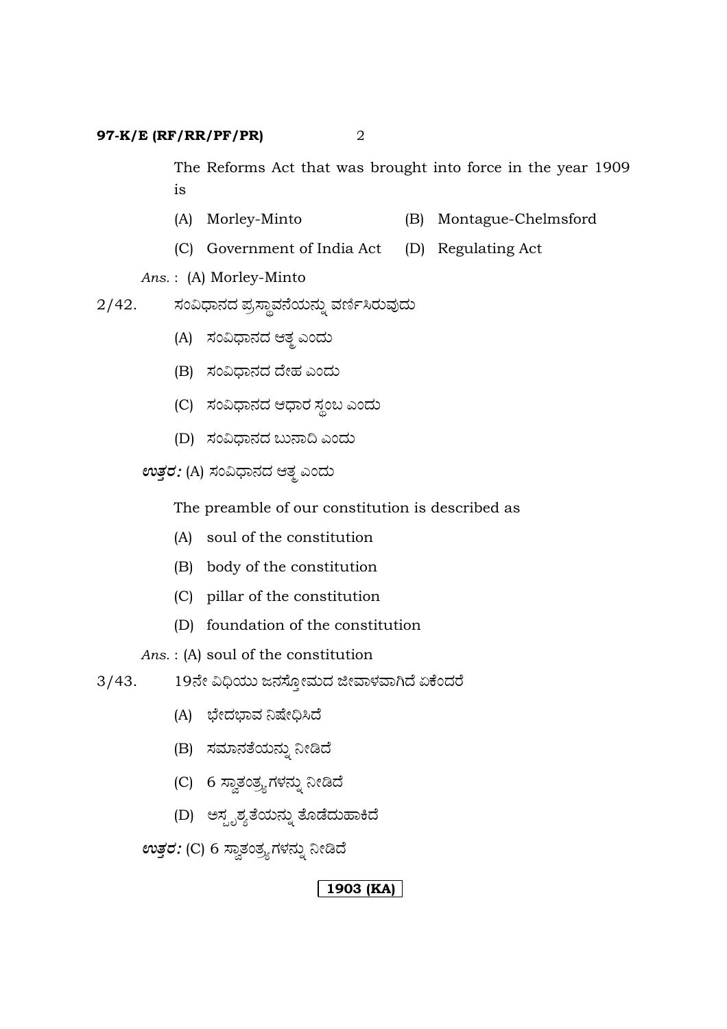The Reforms Act that was brought into force in the year 1909 is

(A) Morley-Minto (B) Montague-Chelmsford

(C) Government of India Act (D) Regulating Act

*Ans.* : (A) Morley-Minto

2/42. ಸಂವಿಧಾನದ ಪ್ರಸ್ತಾವನೆಯನ್ನು ವರ್ಣಿಸಿರುವುದು

(A) ಸಂವಿಧಾನದ ಆತ್ಮ ಎಂದು

(B) ಸಂವಿಧಾನದ ದೇಹ ಎಂದು

(C) ಸಂವಿಧಾನದ ಆಧಾರ ಸ್ಥಂಬ ಎಂದು

(D) ಸಂವಿಧಾನದ ಬುನಾದಿ ಎಂದು

***ಉತ್ತರ:*** (A) ಸಂವಿಧಾನದ ಆತ್ಮ ಎಂದು

The preamble of our constitution is described as

(A) soul of the constitution

(B) body of the constitution

(C) pillar of the constitution

(D) foundation of the constitution

*Ans.* : (A) soul of the constitution

3/43. 19ನೇ ವಿಧಿಯು ಜನಸ್ತೋಮದ ಜೀವಾಳವಾಗಿದೆ ಏಕೆಂದರೆ

(A) ಭೇದಭಾವ ನಿಷೇಧಿಸಿದೆ

(B) ಸಮಾನತೆಯನ್ನು ನೀಡಿದೆ

(C) 6 ಸ್ವಾತಂತ್ರ್ಯಗಳನ್ನು ನೀಡಿದೆ

(D) ಅಸ್ಪೃಶ್ಯತೆಯನ್ನು ತೊಡೆದುಹಾಕಿದೆ

***ಉತ್ತರ:*** (C) 6 ಸ್ವಾತಂತ್ರ್ಯಗಳನ್ನು ನೀಡಿದೆ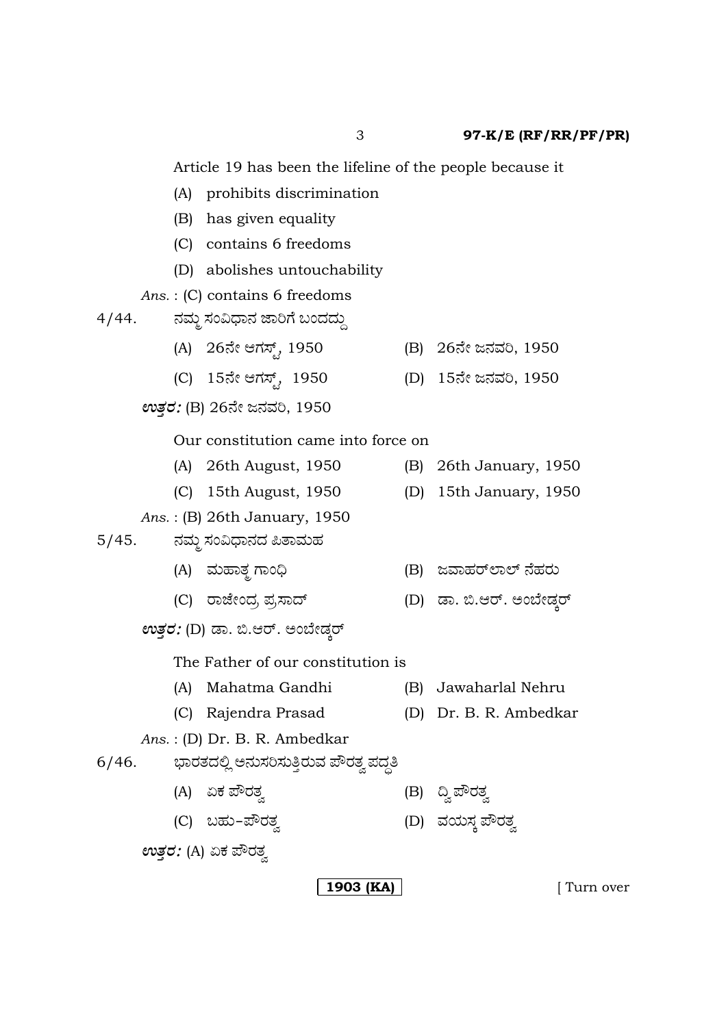Article 19 has been the lifeline of the people because it

(A) prohibits discrimination

(B) has given equality

(C) contains 6 freedoms

(D) abolishes untouchability

*Ans.* : (C) contains 6 freedoms

4/44. ನಮ್ಮ ಸಂವಿಧಾನ ಜಾರಿಗೆ ಬಂದದ್ದು

(A) 26ನೇ ಆಗಸ್ಟ್, 1950 (B) 26ನೇ ಜನವರಿ, 1950

(C) 15ನೇ ಆಗಸ್ಟ್, 1950 (D) 15ನೇ ಜನವರಿ, 1950

***ಉತ್ತರ:*** (B) 26ನೇ ಜನವರಿ, 1950

Our constitution came into force on

(A) 26th August, 1950 (B) 26th January, 1950

(C) 15th August, 1950 (D) 15th January, 1950

*Ans.* : (B) 26th January, 1950

5/45. ನಮ್ಮ ಸಂವಿಧಾನದ ಪಿತಾಮಹ

(A) ಮಹಾತ್ಮ ಗಾಂಧಿ (B) ಜವಾಹರ್‌ಲಾಲ್ ನೆಹರು

(C) ರಾಜೇಂದ್ರ ಪ್ರಸಾದ್ (D) ಡಾ. ಬಿ.ಆರ್. ಅಂಬೇಡ್ಕರ್

***ಉತ್ತರ:*** (D) ಡಾ. ಬಿ.ಆರ್. ಅಂಬೇಡ್ಕರ್

The Father of our constitution is

(A) Mahatma Gandhi (B) Jawaharlal Nehru

(C) Rajendra Prasad (D) Dr. B. R. Ambedkar

*Ans.* : (D) Dr. B. R. Ambedkar

6/46. ಭಾರತದಲ್ಲಿ ಅನುಸರಿಸುತ್ತಿರುವ ಪೌರತ್ವ ಪದ್ಧತಿ

(A) ಏಕ ಪೌರತ್ವ (B) ದ್ವಿ ಪೌರತ್ವ

(C) ಬಹು–ಪೌರತ್ವ (D) ವಯಸ್ಕ ಪೌರತ್ವ

***ಉತ್ತರ:*** (A) ಏಕ ಪೌರತ್ವ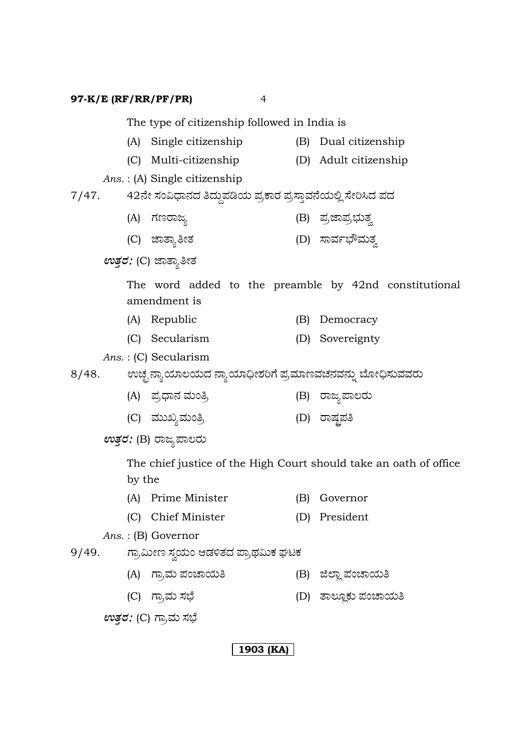The type of citizenship followed in India is

(A) Single citizenship (B) Dual citizenship

(C) Multi-citizenship (D) Adult citizenship

*Ans.* : (A) Single citizenship

7/47. 42ನೇ ಸಂವಿಧಾನದ ತಿದ್ದುಪಡಿಯ ಪ್ರಕಾರ ಪ್ರಸ್ತಾವನೆಯಲ್ಲಿ ಸೇರಿಸಿದ ಪದ

(A) ಗಣರಾಜ್ಯ (B) ಪ್ರಜಾಪ್ರಭುತ್ವ

(C) ಜಾತ್ಯಾತೀತ (D) ಸಾರ್ವಭೌಮತ್ವ

***ಉತ್ತರ:*** (C) ಜಾತ್ಯಾತೀತ

The word added to the preamble by 42nd constitutional amendment is

(A) Republic (B) Democracy

(C) Secularism (D) Sovereignty

*Ans.* : (C) Secularism

8/48. ಉಚ್ಚ ನ್ಯಾಯಾಲಯದ ನ್ಯಾಯಾಧೀಶರಿಗೆ ಪ್ರಮಾಣವಚನವನ್ನು ಬೋಧಿಸುವವರು

(A) ಪ್ರಧಾನ ಮಂತ್ರಿ (B) ರಾಜ್ಯಪಾಲರು

(C) ಮುಖ್ಯಮಂತ್ರಿ (D) ರಾಷ್ಟ್ರಪತಿ

***ಉತ್ತರ:*** (B) ರಾಜ್ಯಪಾಲರು

The chief justice of the High Court should take an oath of office by the

(A) Prime Minister (B) Governor

(C) Chief Minister (D) President

*Ans.* : (B) Governor

9/49. ಗ್ರಾಮೀಣ ಸ್ವಯಂ ಆಡಳಿತದ ಪ್ರಾಥಮಿಕ ಘಟಕ

(A) ಗ್ರಾಮ ಪಂಚಾಯತಿ (B) ಜಿಲ್ಲಾ ಪಂಚಾಯತಿ

(C) ಗ್ರಾಮ ಸಭೆ (D) ತಾಲ್ಲೂಕು ಪಂಚಾಯತಿ

***ಉತ್ತರ:*** (C) ಗ್ರಾಮ ಸಭೆ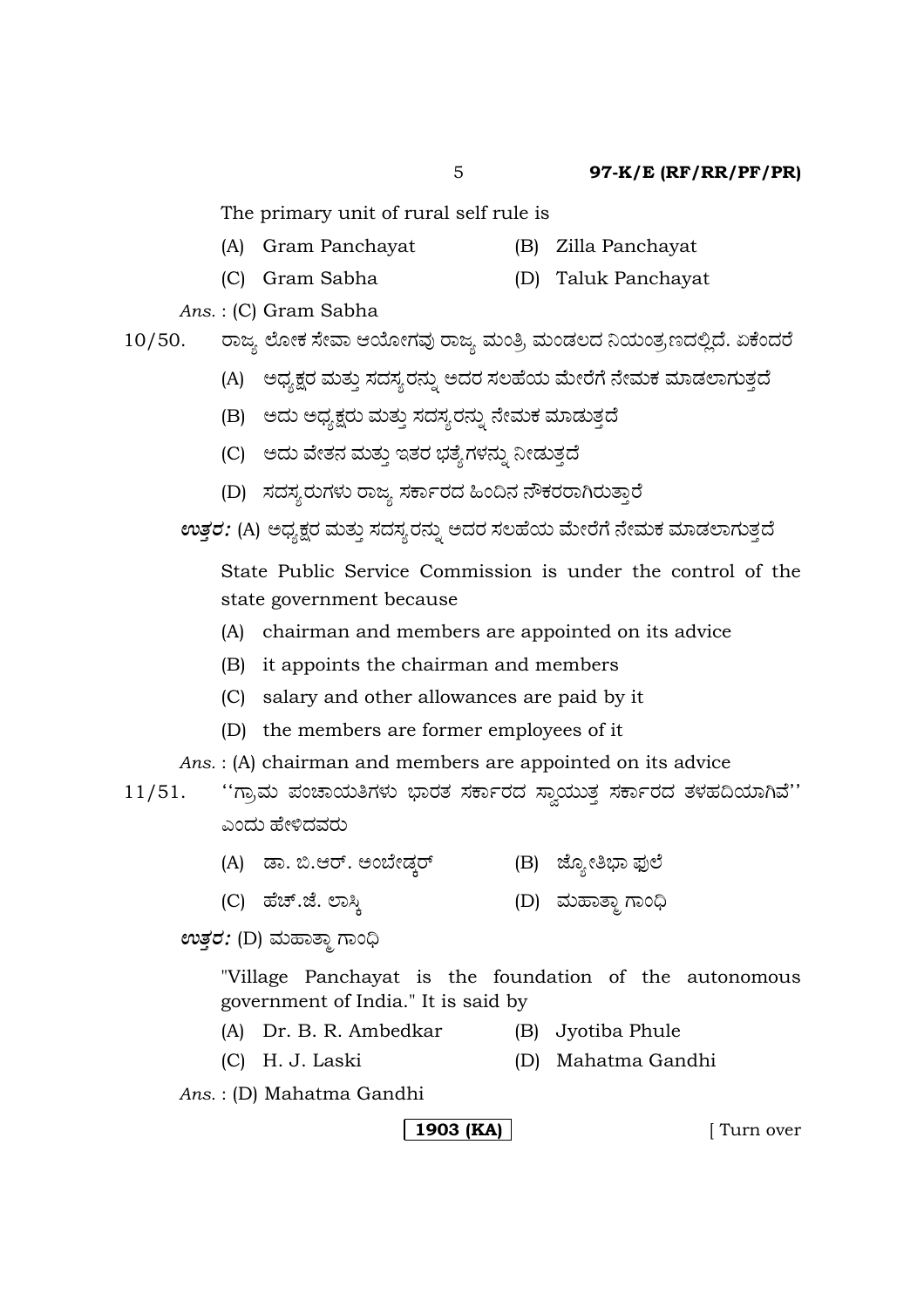The primary unit of rural self rule is

(A) Gram Panchayat (B) Zilla Panchayat

(C) Gram Sabha (D) Taluk Panchayat

*Ans.* : (C) Gram Sabha

10/50. ರಾಜ್ಯ ಲೋಕ ಸೇವಾ ಆಯೋಗವು ರಾಜ್ಯ ಮಂತ್ರಿ ಮಂಡಲದ ನಿಯಂತ್ರಣದಲ್ಲಿದೆ. ಏಕೆಂದರೆ

(A) ಅಧ್ಯಕ್ಷರ ಮತ್ತು ಸದಸ್ಯರನ್ನು ಅದರ ಸಲಹೆಯ ಮೇರೆಗೆ ನೇಮಕ ಮಾಡಲಾಗುತ್ತದೆ

(B) ಅದು ಅಧ್ಯಕ್ಷರು ಮತ್ತು ಸದಸ್ಯರನ್ನು ನೇಮಕ ಮಾಡುತ್ತದೆ

(C) ಅದು ವೇತನ ಮತ್ತು ಇತರ ಭತ್ಯೆಗಳನ್ನು ನೀಡುತ್ತದೆ

(D) ಸದಸ್ಯರುಗಳು ರಾಜ್ಯ ಸರ್ಕಾರದ ಹಿಂದಿನ ನೌಕರರಾಗಿರುತ್ತಾರೆ

***ಉತ್ತರ:*** (A) ಅಧ್ಯಕ್ಷರ ಮತ್ತು ಸದಸ್ಯರನ್ನು ಅದರ ಸಲಹೆಯ ಮೇರೆಗೆ ನೇಮಕ ಮಾಡಲಾಗುತ್ತದೆ

State Public Service Commission is under the control of the state government because

(A) chairman and members are appointed on its advice

(B) it appoints the chairman and members

(C) salary and other allowances are paid by it

(D) the members are former employees of it

*Ans.* : (A) chairman and members are appointed on its advice

11/51. ''ಗ್ರಾಮ ಪಂಚಾಯತಿಗಳು ಭಾರತ ಸರ್ಕಾರದ ಸ್ವಾಯುತ್ತ ಸರ್ಕಾರದ ತಳಹದಿಯಾಗಿವೆ'' ಎಂದು ಹೇಳಿದವರು

(A) ಡಾ. ಬಿ.ಆರ್. ಅಂಬೇಡ್ಕರ್ (B) ಜ್ಯೋತಿಭಾ ಫುಲೆ

(C) ಹೆಚ್.ಜೆ. ಲಾಸ್ಕಿ (D) ಮಹಾತ್ಮಾ ಗಾಂಧಿ

***ಉತ್ತರ:*** (D) ಮಹಾತ್ಮಾ ಗಾಂಧಿ

"Village Panchayat is the foundation of the autonomous government of India." It is said by

(A) Dr. B. R. Ambedkar (B) Jyotiba Phule

(C) H. J. Laski (D) Mahatma Gandhi

*Ans.* : (D) Mahatma Gandhi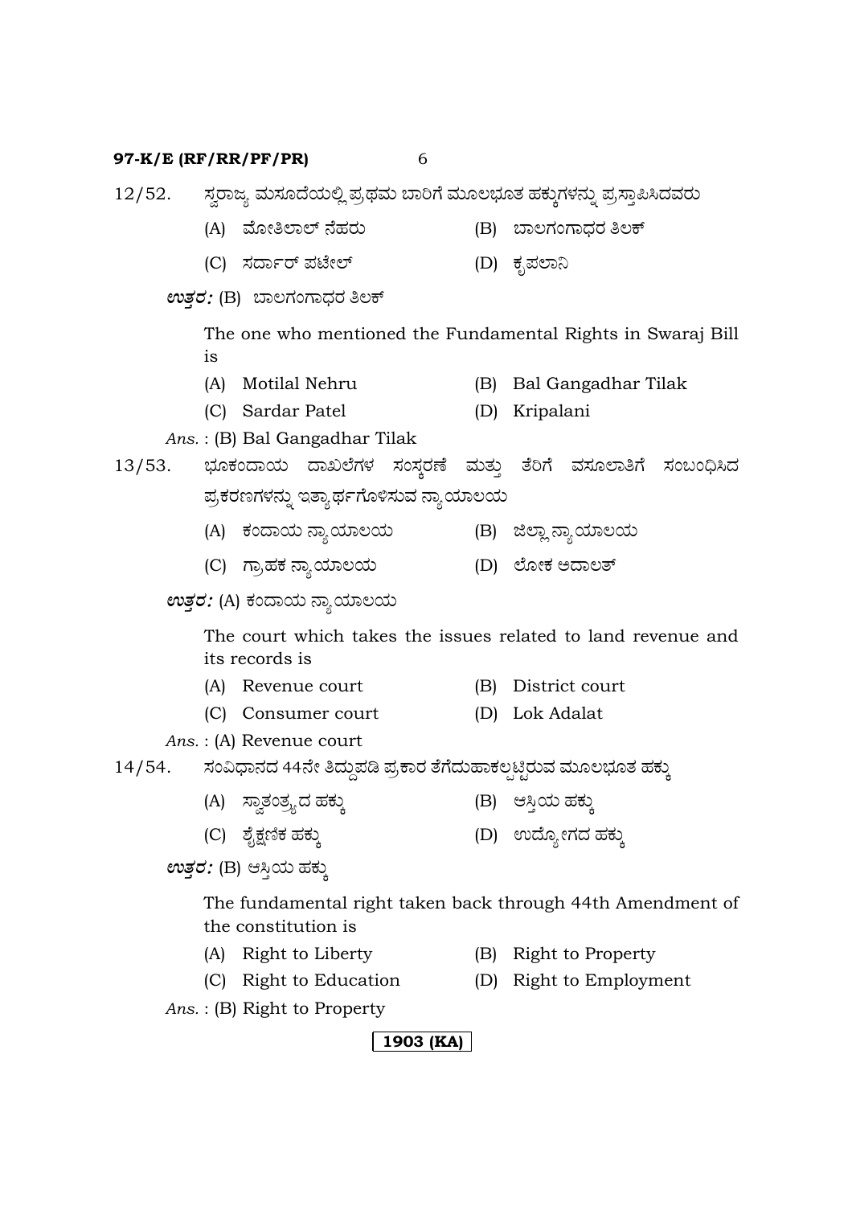12/52. ಸ್ವರಾಜ್ಯ ಮಸೂದೆಯಲ್ಲಿ ಪ್ರಥಮ ಬಾರಿಗೆ ಮೂಲಭೂತ ಹಕ್ಕುಗಳನ್ನು ಪ್ರಸ್ತಾಪಿಸಿದವರು

(A) ಮೋತಿಲಾಲ್ ನೆಹರು (B) ಬಾಲಗಂಗಾಧರ ತಿಲಕ್

(C) ಸರ್ದಾರ್ ಪಟೇಲ್ (D) ಕೃಪಲಾನಿ

***ಉತ್ತರ:*** (B) ಬಾಲಗಂಗಾಧರ ತಿಲಕ್

The one who mentioned the Fundamental Rights in Swaraj Bill is

(A) Motilal Nehru (B) Bal Gangadhar Tilak

(C) Sardar Patel (D) Kripalani

*Ans.* : (B) Bal Gangadhar Tilak

13/53. ಭೂಕಂದಾಯ ದಾಖಲೆಗಳ ಸಂಸ್ಕರಣೆ ಮತ್ತು ತೆರಿಗೆ ವಸೂಲಾತಿಗೆ ಸಂಬಂಧಿಸಿದ ಪ್ರಕರಣಗಳನ್ನು ಇತ್ಯಾರ್ಥಗೊಳಿಸುವ ನ್ಯಾಯಾಲಯ

(A) ಕಂದಾಯ ನ್ಯಾಯಾಲಯ (B) ಜಿಲ್ಲಾ ನ್ಯಾಯಾಲಯ

(C) ಗ್ರಾಹಕ ನ್ಯಾಯಾಲಯ (D) ಲೋಕ ಅದಾಲತ್

***ಉತ್ತರ:*** (A) ಕಂದಾಯ ನ್ಯಾಯಾಲಯ

The court which takes the issues related to land revenue and its records is

(A) Revenue court (B) District court

(C) Consumer court (D) Lok Adalat

*Ans.* : (A) Revenue court

14/54. ಸಂವಿಧಾನದ 44ನೇ ತಿದ್ದುಪಡಿ ಪ್ರಕಾರ ತೆಗೆದುಹಾಕಲ್ಪಟ್ಟಿರುವ ಮೂಲಭೂತ ಹಕ್ಕು

(A) ಸ್ವಾತಂತ್ರ್ಯದ ಹಕ್ಕು (B) ಆಸ್ತಿಯ ಹಕ್ಕು

(C) ಶೈಕ್ಷಣಿಕ ಹಕ್ಕು (D) ಉದ್ಯೋಗದ ಹಕ್ಕು

***ಉತ್ತರ:*** (B) ಆಸ್ತಿಯ ಹಕ್ಕು

The fundamental right taken back through 44th Amendment of the constitution is

(A) Right to Liberty (B) Right to Property

(C) Right to Education (D) Right to Employment

*Ans.* : (B) Right to Property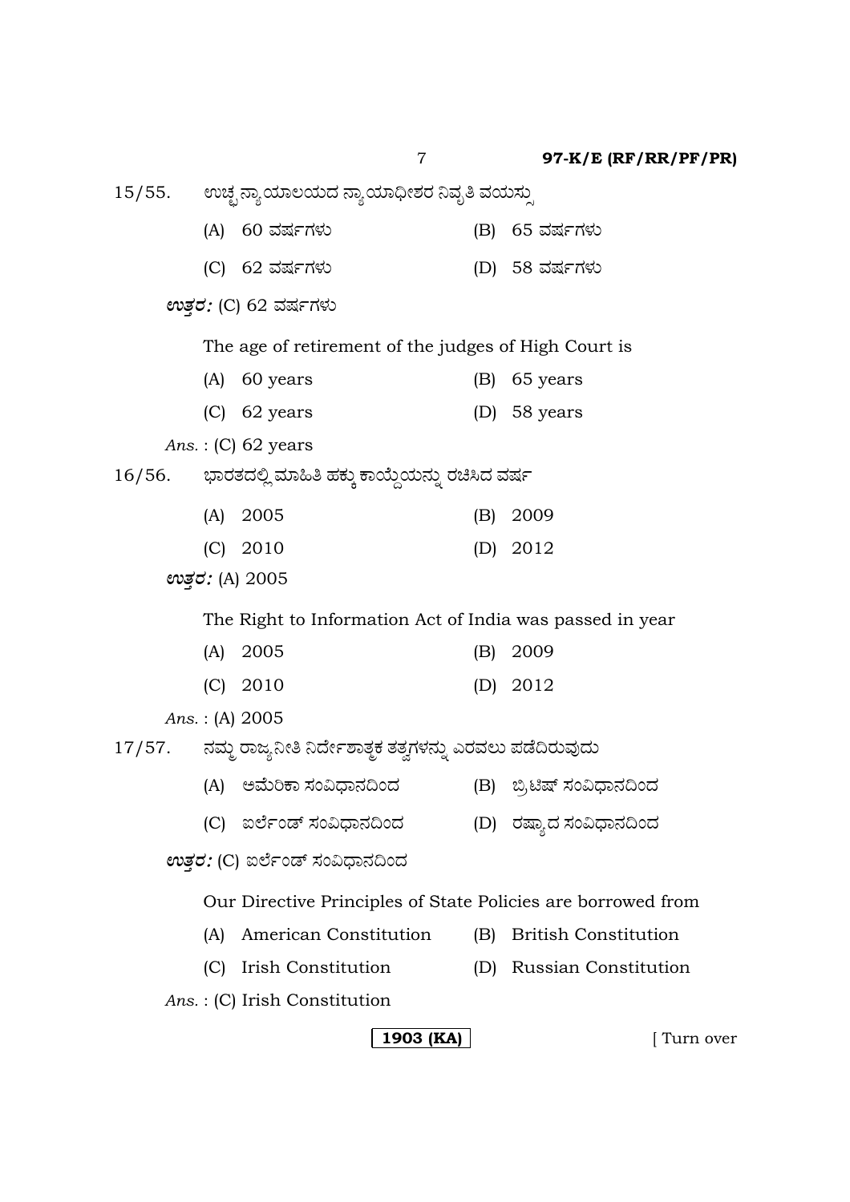15/55. ಉಚ್ಚ ನ್ಯಾಯಾಲಯದ ನ್ಯಾಯಾಧೀಶರ ನಿವೃತಿ ವಯಸ್ಸು

(A) 60 ವರ್ಷಗಳು (B) 65 ವರ್ಷಗಳು

(C) 62 ವರ್ಷಗಳು (D) 58 ವರ್ಷಗಳು

***ಉತ್ತರ:*** (C) 62 ವರ್ಷಗಳು

The age of retirement of the judges of High Court is

(A) 60 years (B) 65 years

(C) 62 years (D) 58 years

*Ans.* : (C) 62 years

16/56. ಭಾರತದಲ್ಲಿ ಮಾಹಿತಿ ಹಕ್ಕು ಕಾಯ್ದೆಯನ್ನು ರಚಿಸಿದ ವರ್ಷ

(A) 2005 (B) 2009

(C) 2010 (D) 2012

***ಉತ್ತರ:*** (A) 2005

The Right to Information Act of India was passed in year

(A) 2005 (B) 2009

(C) 2010 (D) 2012

*Ans.* : (A) 2005

17/57. ನಮ್ಮ ರಾಜ್ಯನೀತಿ ನಿರ್ದೇಶಾತ್ಮಕ ತತ್ವಗಳನ್ನು ಎರವಲು ಪಡೆದಿರುವುದು

(A) ಅಮೆರಿಕಾ ಸಂವಿಧಾನದಿಂದ (B) ಬ್ರಿಟಿಷ್ ಸಂವಿಧಾನದಿಂದ

(C) ಐರ್ಲೆಂಡ್ ಸಂವಿಧಾನದಿಂದ (D) ರಷ್ಯಾದ ಸಂವಿಧಾನದಿಂದ

***ಉತ್ತರ:*** (C) ಐರ್ಲೆಂಡ್ ಸಂವಿಧಾನದಿಂದ

Our Directive Principles of State Policies are borrowed from

(A) American Constitution (B) British Constitution

(C) Irish Constitution (D) Russian Constitution

*Ans.* : (C) Irish Constitution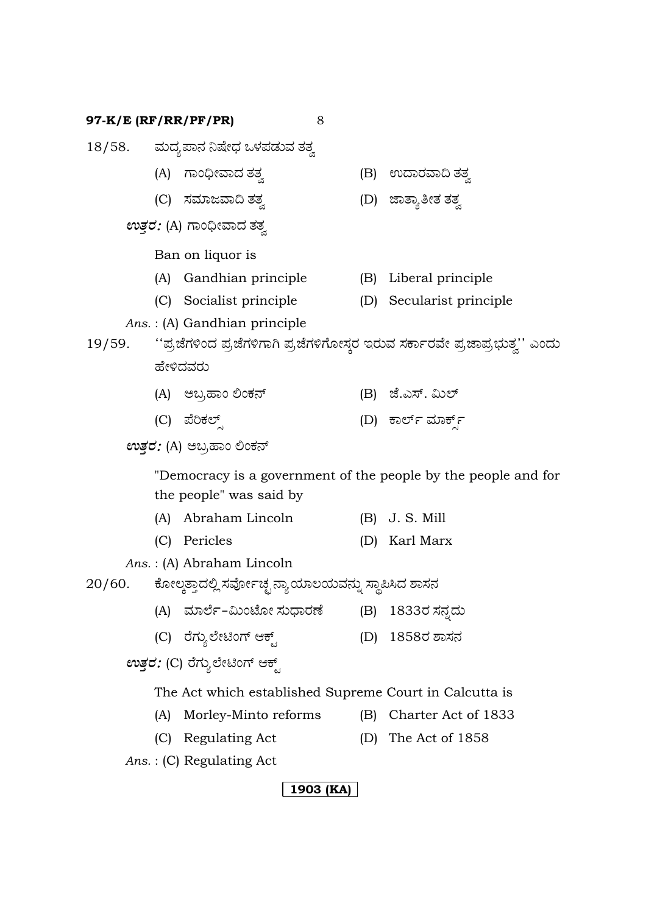18/58. ಮದ್ಯಪಾನ ನಿಷೇಧ ಒಳಪಡುವ ತತ್ವ

(A) ಗಾಂಧೀವಾದ ತತ್ವ (B) ಉದಾರವಾದಿ ತತ್ವ

(C) ಸಮಾಜವಾದಿ ತತ್ವ (D) ಜಾತ್ಯಾತೀತ ತತ್ವ

***ಉತ್ತರ:*** (A) ಗಾಂಧೀವಾದ ತತ್ವ

Ban on liquor is

(A) Gandhian principle (B) Liberal principle

(C) Socialist principle (D) Secularist principle

*Ans.* : (A) Gandhian principle

19/59. ''ಪ್ರಜೆಗಳಿಂದ ಪ್ರಜೆಗಳಿಗಾಗಿ ಪ್ರಜೆಗಳಿಗೋಸ್ಕರ ಇರುವ ಸರ್ಕಾರವೇ ಪ್ರಜಾಪ್ರಭುತ್ವ'' ಎಂದು ಹೇಳಿದವರು

(A) ಅಬ್ರಹಾಂ ಲಿಂಕನ್ (B) ಜೆ.ಎಸ್. ಮಿಲ್

(C) ಪೆರಿಕಲ್ಸ್ (D) ಕಾರ್ಲ್ ಮಾರ್ಕ್ಸ್

***ಉತ್ತರ:*** (A) ಅಬ್ರಹಾಂ ಲಿಂಕನ್

"Democracy is a government of the people by the people and for the people" was said by

(A) Abraham Lincoln (B) J. S. Mill

(C) Pericles (D) Karl Marx

*Ans.* : (A) Abraham Lincoln

20/60. ಕೋಲ್ಕತ್ತಾದಲ್ಲಿ ಸರ್ವೋಚ್ಚ ನ್ಯಾಯಾಲಯವನ್ನು ಸ್ಥಾಪಿಸಿದ ಶಾಸನ

(A) ಮಾರ್ಲೆ-ಮಿಂಟೋ ಸುಧಾರಣೆ (B) 1833ರ ಸನ್ನದು

(C) ರೆಗ್ಯುಲೇಟಿಂಗ್ ಆಕ್ಟ್ (D) 1858ರ ಶಾಸನ

***ಉತ್ತರ:*** (C) ರೆಗ್ಯುಲೇಟಿಂಗ್ ಆಕ್ಟ್

The Act which established Supreme Court in Calcutta is

(A) Morley-Minto reforms (B) Charter Act of 1833

(C) Regulating Act (D) The Act of 1858

*Ans.* : (C) Regulating Act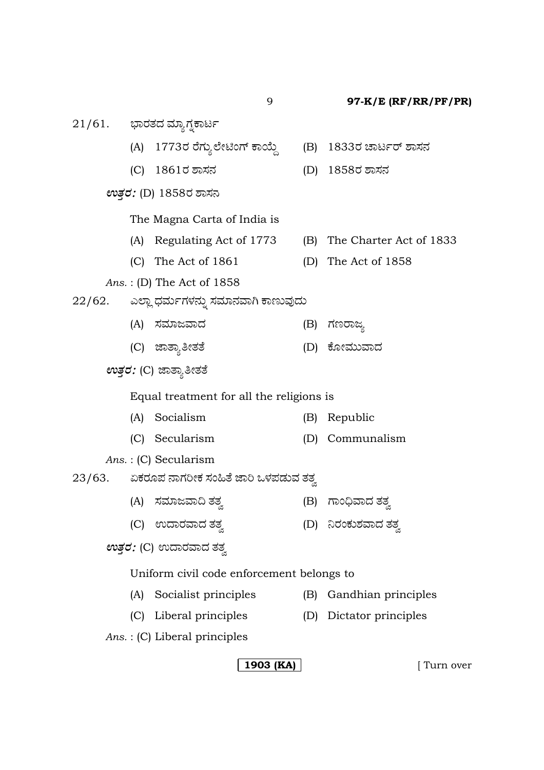21/61. ಭಾರತದ ಮ್ಯಾಗ್ನಕಾರ್ಟ

(A) 1773ರ ರೆಗ್ಯುಲೇಟಿಂಗ್ ಕಾಯ್ದೆ (B) 1833ರ ಚಾರ್ಟರ್ ಶಾಸನ

(C) 1861ರ ಶಾಸನ (D) 1858ರ ಶಾಸನ

***ಉತ್ತರ:*** (D) 1858ರ ಶಾಸನ

The Magna Carta of India is

(A) Regulating Act of 1773 (B) The Charter Act of 1833

(C) The Act of 1861 (D) The Act of 1858

*Ans.* : (D) The Act of 1858

22/62. ಎಲ್ಲಾ ಧರ್ಮಗಳನ್ನು ಸಮಾನವಾಗಿ ಕಾಣುವುದು

(A) ಸಮಾಜವಾದ (B) ಗಣರಾಜ್ಯ

(C) ಜಾತ್ಯಾತೀತತೆ (D) ಕೋಮುವಾದ

***ಉತ್ತರ:*** (C) ಜಾತ್ಯಾತೀತತೆ

Equal treatment for all the religions is

(A) Socialism (B) Republic

(C) Secularism (D) Communalism

*Ans.* : (C) Secularism

23/63. ಏಕರೂಪ ನಾಗರೀಕ ಸಂಹಿತೆ ಜಾರಿ ಒಳಪಡುವ ತತ್ವ

(A) ಸಮಾಜವಾದಿ ತತ್ವ (B) ಗಾಂಧಿವಾದ ತತ್ವ

(C) ಉದಾರವಾದ ತತ್ವ (D) ನಿರಂಕುಶವಾದ ತತ್ವ

***ಉತ್ತರ:*** (C) ಉದಾರವಾದ ತತ್ವ

Uniform civil code enforcement belongs to

(A) Socialist principles (B) Gandhian principles

(C) Liberal principles (D) Dictator principles

*Ans.* : (C) Liberal principles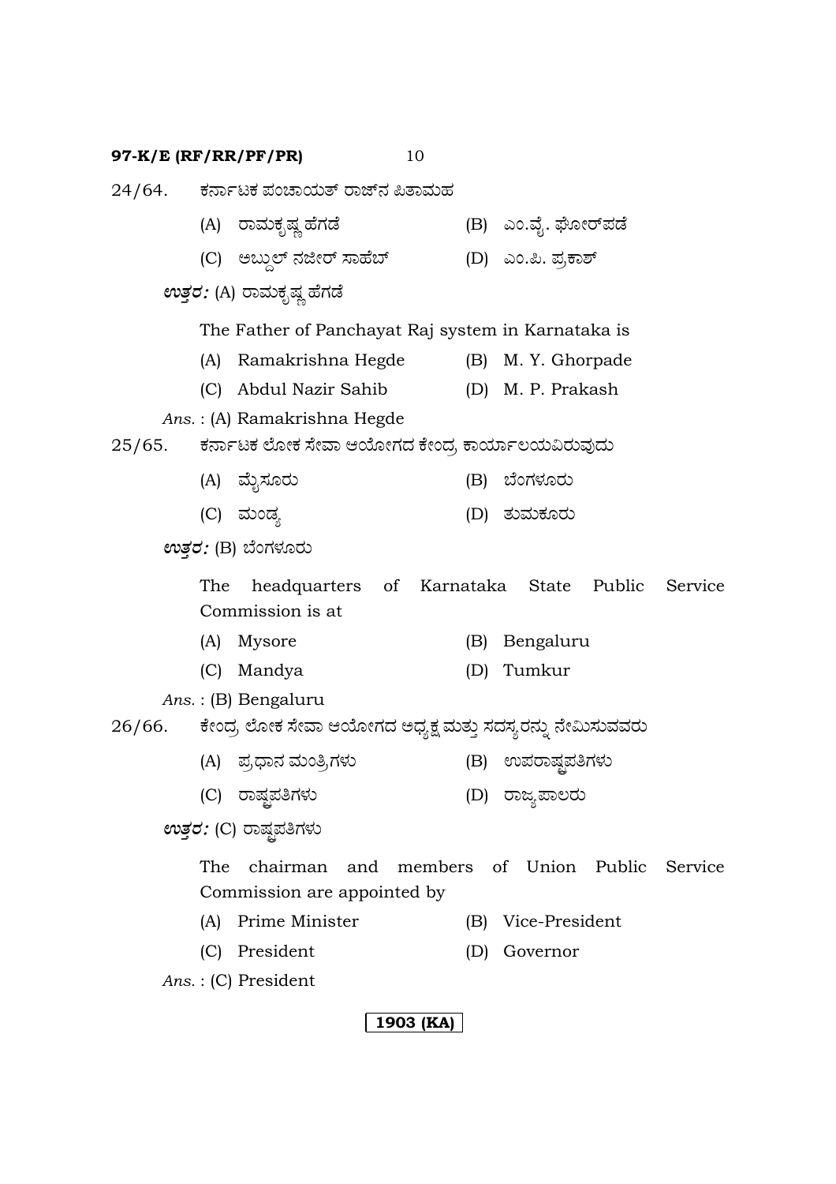24/64. ಕರ್ನಾಟಕ ಪಂಚಾಯತ್ ರಾಜ್‌ನ ಪಿತಾಮಹ

(A) ರಾಮಕೃಷ್ಣ ಹೆಗಡೆ (B) ಎಂ.ವೈ. ಘೋರ್‌ಪಡೆ

(C) ಅಬ್ದುಲ್ ನಜೀರ್ ಸಾಹೆಬ್ (D) ಎಂ.ಪಿ. ಪ್ರಕಾಶ್

***ಉತ್ತರ:*** (A) ರಾಮಕೃಷ್ಣ ಹೆಗಡೆ

The Father of Panchayat Raj system in Karnataka is

(A) Ramakrishna Hegde (B) M. Y. Ghorpade

(C) Abdul Nazir Sahib (D) M. P. Prakash

*Ans.* : (A) Ramakrishna Hegde

25/65. ಕರ್ನಾಟಕ ಲೋಕ ಸೇವಾ ಆಯೋಗದ ಕೇಂದ್ರ ಕಾರ್ಯಾಲಯವಿರುವುದು

(A) ಮೈಸೂರು (B) ಬೆಂಗಳೂರು

(C) ಮಂಡ್ಯ (D) ತುಮಕೂರು

***ಉತ್ತರ:*** (B) ಬೆಂಗಳೂರು

The headquarters of Karnataka State Public Service Commission is at

(A) Mysore (B) Bengaluru

(C) Mandya (D) Tumkur

*Ans.* : (B) Bengaluru

26/66. ಕೇಂದ್ರ ಲೋಕ ಸೇವಾ ಆಯೋಗದ ಅಧ್ಯಕ್ಷ ಮತ್ತು ಸದಸ್ಯರನ್ನು ನೇಮಿಸುವವರು

(A) ಪ್ರಧಾನ ಮಂತ್ರಿಗಳು (B) ಉಪರಾಷ್ಟ್ರಪತಿಗಳು

(C) ರಾಷ್ಟ್ರಪತಿಗಳು (D) ರಾಜ್ಯಪಾಲರು

***ಉತ್ತರ:*** (C) ರಾಷ್ಟ್ರಪತಿಗಳು

The chairman and members of Union Public Service Commission are appointed by

(A) Prime Minister (B) Vice-President

(C) President (D) Governor

*Ans.* : (C) President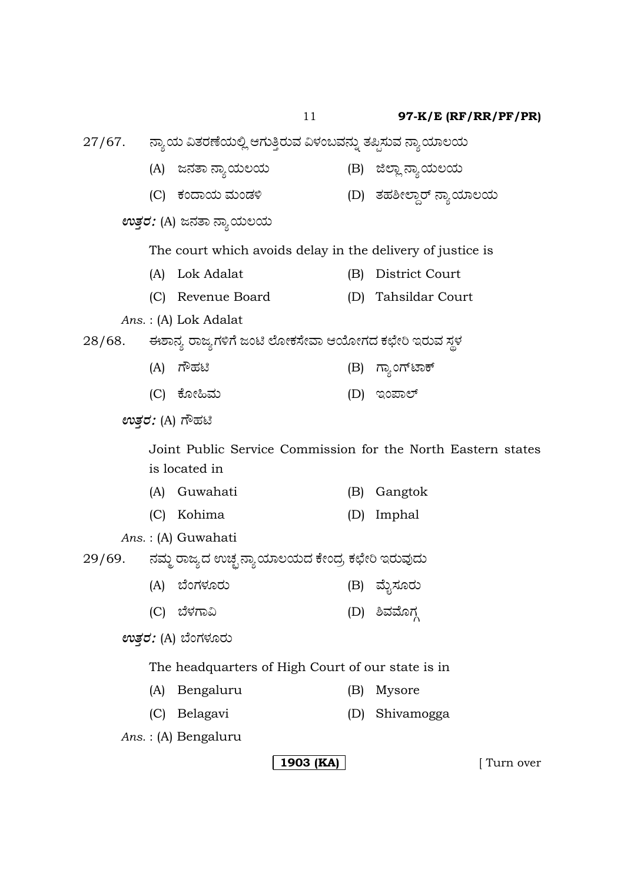27/67. ನ್ಯಾಯ ವಿತರಣೆಯಲ್ಲಿ ಆಗುತ್ತಿರುವ ವಿಳಂಬವನ್ನು ತಪ್ಪಿಸುವ ನ್ಯಾಯಾಲಯ

(A) ಜನತಾ ನ್ಯಾಯಲಯ (B) ಜಿಲ್ಲಾ ನ್ಯಾಯಲಯ

(C) ಕಂದಾಯ ಮಂಡಳಿ (D) ತಹಶೀಲ್ದಾರ್ ನ್ಯಾಯಾಲಯ

***ಉತ್ತರ:*** (A) ಜನತಾ ನ್ಯಾಯಲಯ

The court which avoids delay in the delivery of justice is

(A) Lok Adalat (B) District Court

(C) Revenue Board (D) Tahsildar Court

*Ans.* : (A) Lok Adalat

28/68. ಈಶಾನ್ಯ ರಾಜ್ಯಗಳಿಗೆ ಜಂಟಿ ಲೋಕಸೇವಾ ಆಯೋಗದ ಕಛೇರಿ ಇರುವ ಸ್ಥಳ

(A) ಗೌಹಟಿ (B) ಗ್ಯಾಂಗ್‌ಟಾಕ್

(C) ಕೋಹಿಮ (D) ಇಂಪಾಲ್

***ಉತ್ತರ:*** (A) ಗೌಹಟಿ

Joint Public Service Commission for the North Eastern states is located in

(A) Guwahati (B) Gangtok

(C) Kohima (D) Imphal

*Ans.* : (A) Guwahati

29/69. ನಮ್ಮ ರಾಜ್ಯದ ಉಚ್ಛ ನ್ಯಾಯಾಲಯದ ಕೇಂದ್ರ ಕಛೇರಿ ಇರುವುದು

(A) ಬೆಂಗಳೂರು (B) ಮೈಸೂರು

(C) ಬೆಳಗಾವಿ (D) ಶಿವಮೊಗ್ಗ

***ಉತ್ತರ:*** (A) ಬೆಂಗಳೂರು

The headquarters of High Court of our state is in

(A) Bengaluru (B) Mysore

(C) Belagavi (D) Shivamogga

*Ans.* : (A) Bengaluru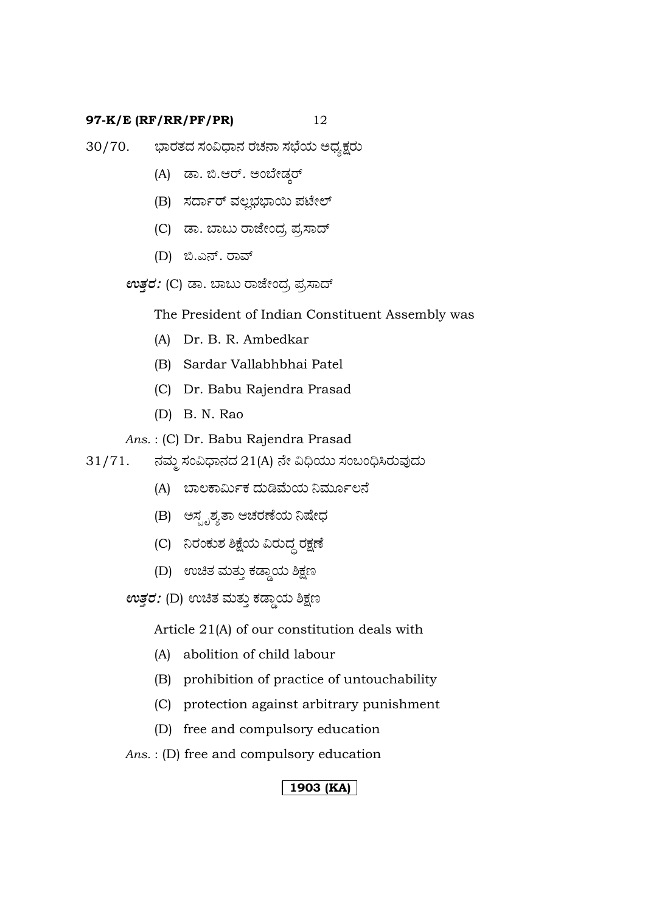30/70. ಭಾರತದ ಸಂವಿಧಾನ ರಚನಾ ಸಭೆಯ ಅಧ್ಯಕ್ಷರು

(A) ಡಾ. ಬಿ.ಆರ್. ಅಂಬೇಡ್ಕರ್

(B) ಸರ್ದಾರ್ ವಲ್ಲಭಭಾಯಿ ಪಟೇಲ್

(C) ಡಾ. ಬಾಬು ರಾಜೇಂದ್ರ ಪ್ರಸಾದ್

(D) ಬಿ.ಎನ್. ರಾವ್

***ಉತ್ತರ:*** (C) ಡಾ. ಬಾಬು ರಾಜೇಂದ್ರ ಪ್ರಸಾದ್

The President of Indian Constituent Assembly was

(A) Dr. B. R. Ambedkar

(B) Sardar Vallabhbhai Patel

(C) Dr. Babu Rajendra Prasad

(D) B. N. Rao

*Ans.* : (C) Dr. Babu Rajendra Prasad

31/71. ನಮ್ಮ ಸಂವಿಧಾನದ 21(A) ನೇ ವಿಧಿಯು ಸಂಬಂಧಿಸಿರುವುದು

(A) ಬಾಲಕಾರ್ಮಿಕ ದುಡಿಮೆಯ ನಿರ್ಮೂಲನೆ

(B) ಅಸ್ಪೃಶ್ಯತಾ ಆಚರಣೆಯ ನಿಷೇಧ

(C) ನಿರಂಕುಶ ಶಿಕ್ಷೆಯ ವಿರುದ್ಧ ರಕ್ಷಣೆ

(D) ಉಚಿತ ಮತ್ತು ಕಡ್ಡಾಯ ಶಿಕ್ಷಣ

***ಉತ್ತರ:*** (D) ಉಚಿತ ಮತ್ತು ಕಡ್ಡಾಯ ಶಿಕ್ಷಣ

Article 21(A) of our constitution deals with

(A) abolition of child labour

(B) prohibition of practice of untouchability

(C) protection against arbitrary punishment

(D) free and compulsory education

*Ans.* : (D) free and compulsory education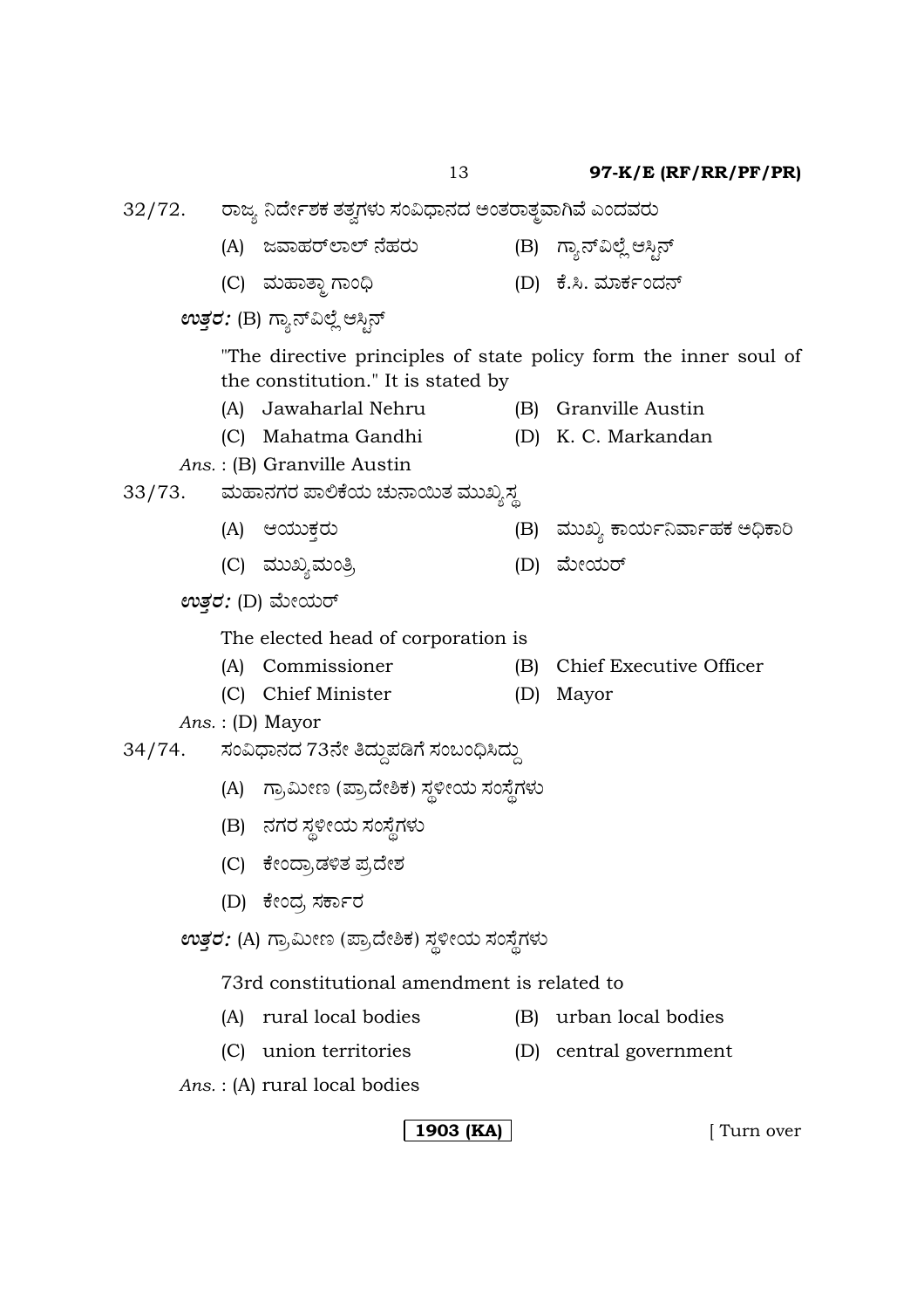32/72. ರಾಜ್ಯ ನಿರ್ದೇಶಕ ತತ್ವಗಳು ಸಂವಿಧಾನದ ಅಂತರಾತ್ಮವಾಗಿವೆ ಎಂದವರು

(A) ಜವಾಹರ್‌ಲಾಲ್ ನೆಹರು (B) ಗ್ರ್ಯಾನ್‌ವಿಲ್ಲೆ ಆಸ್ಟಿನ್

(C) ಮಹಾತ್ಮಾ ಗಾಂಧಿ (D) ಕೆ.ಸಿ. ಮಾರ್ಕಂಡನ್

***ಉತ್ತರ:*** (B) ಗ್ರ್ಯಾನ್‌ವಿಲ್ಲೆ ಆಸ್ಟಿನ್

"The directive principles of state policy form the inner soul of the constitution." It is stated by

(A) Jawaharlal Nehru (B) Granville Austin

(C) Mahatma Gandhi (D) K. C. Markandan

*Ans.* : (B) Granville Austin

33/73. ಮಹಾನಗರ ಪಾಲಿಕೆಯ ಚುನಾಯಿತ ಮುಖ್ಯಸ್ಥ

(A) ಆಯುಕ್ತರು (B) ಮುಖ್ಯ ಕಾರ್ಯನಿರ್ವಾಹಕ ಅಧಿಕಾರಿ

(C) ಮುಖ್ಯಮಂತ್ರಿ (D) ಮೇಯರ್

***ಉತ್ತರ:*** (D) ಮೇಯರ್

The elected head of corporation is

(A) Commissioner (B) Chief Executive Officer

(C) Chief Minister (D) Mayor

*Ans.* : (D) Mayor

34/74. ಸಂವಿಧಾನದ 73ನೇ ತಿದ್ದುಪಡಿಗೆ ಸಂಬಂಧಿಸಿದ್ದು

(A) ಗ್ರಾಮೀಣ (ಪ್ರಾದೇಶಿಕ) ಸ್ಥಳೀಯ ಸಂಸ್ಥೆಗಳು

(B) ನಗರ ಸ್ಥಳೀಯ ಸಂಸ್ಥೆಗಳು

(C) ಕೇಂದ್ರಾಡಳಿತ ಪ್ರದೇಶ

(D) ಕೇಂದ್ರ ಸರ್ಕಾರ

***ಉತ್ತರ:*** (A) ಗ್ರಾಮೀಣ (ಪ್ರಾದೇಶಿಕ) ಸ್ಥಳೀಯ ಸಂಸ್ಥೆಗಳು

73rd constitutional amendment is related to

(A) rural local bodies (B) urban local bodies

(C) union territories (D) central government

*Ans.* : (A) rural local bodies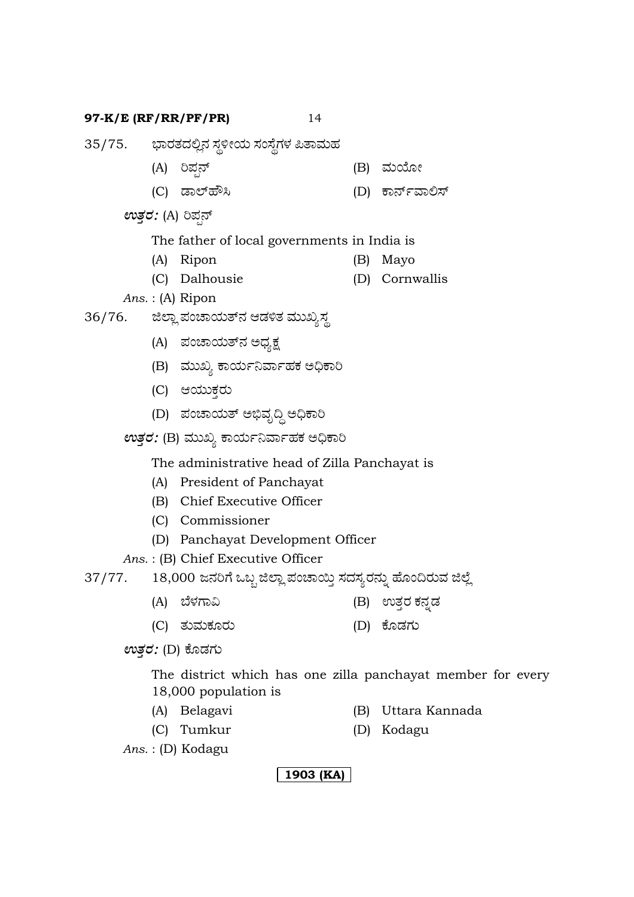35/75. ಭಾರತದಲ್ಲಿನ ಸ್ಥಳೀಯ ಸಂಸ್ಥೆಗಳ ಪಿತಾಮಹ

(A) ರಿಪ್ಪನ್ (B) ಮಯೋ

(C) ಡಾಲ್‌ಹೌಸಿ (D) ಕಾರ್ನ್‌ವಾಲಿಸ್

***ಉತ್ತರ:*** (A) ರಿಪ್ಪನ್

The father of local governments in India is

(A) Ripon (B) Mayo

(C) Dalhousie (D) Cornwallis

*Ans.* : (A) Ripon

36/76. ಜಿಲ್ಲಾ ಪಂಚಾಯತ್‌ನ ಆಡಳಿತ ಮುಖ್ಯಸ್ಥ

(A) ಪಂಚಾಯತ್‌ನ ಅಧ್ಯಕ್ಷ

(B) ಮುಖ್ಯ ಕಾರ್ಯನಿರ್ವಾಹಕ ಅಧಿಕಾರಿ

(C) ಆಯುಕ್ತರು

(D) ಪಂಚಾಯತ್ ಅಭಿವೃದ್ಧಿ ಅಧಿಕಾರಿ

***ಉತ್ತರ:*** (B) ಮುಖ್ಯ ಕಾರ್ಯನಿರ್ವಾಹಕ ಅಧಿಕಾರಿ

The administrative head of Zilla Panchayat is

(A) President of Panchayat

(B) Chief Executive Officer

(C) Commissioner

(D) Panchayat Development Officer

*Ans.* : (B) Chief Executive Officer

37/77. 18,000 ಜನರಿಗೆ ಒಬ್ಬ ಜಿಲ್ಲಾ ಪಂಚಾಯ್ತಿ ಸದಸ್ಯರನ್ನು ಹೊಂದಿರುವ ಜಿಲ್ಲೆ

(A) ಬೆಳಗಾವಿ (B) ಉತ್ತರ ಕನ್ನಡ

(C) ತುಮಕೂರು (D) ಕೊಡಗು

***ಉತ್ತರ:*** (D) ಕೊಡಗು

The district which has one zilla panchayat member for every 18,000 population is

(A) Belagavi (B) Uttara Kannada

(C) Tumkur (D) Kodagu

*Ans.* : (D) Kodagu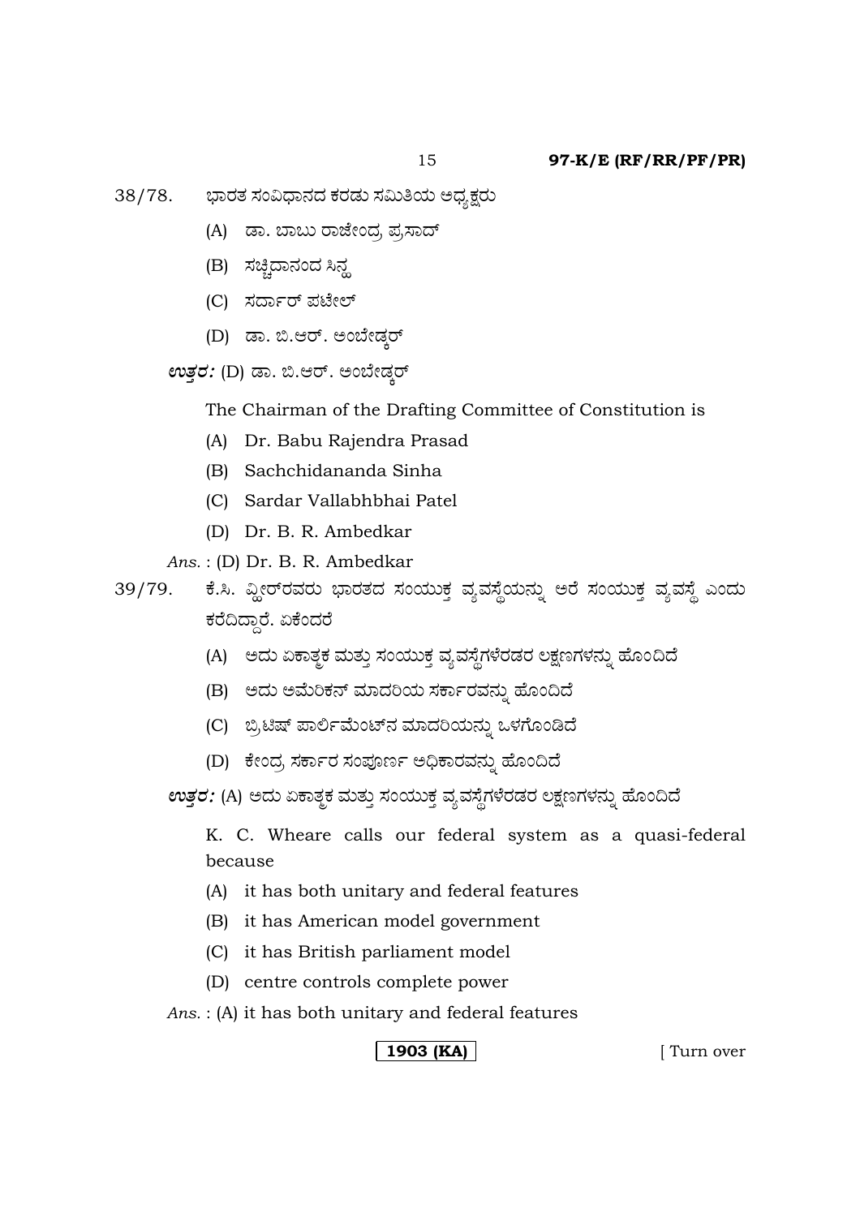38/78. ಭಾರತ ಸಂವಿಧಾನದ ಕರಡು ಸಮಿತಿಯ ಅಧ್ಯಕ್ಷರು

(A) ಡಾ. ಬಾಬು ರಾಜೇಂದ್ರ ಪ್ರಸಾದ್

(B) ಸಚ್ಚಿದಾನಂದ ಸಿನ್ಹ

(C) ಸರ್ದಾರ್ ಪಟೇಲ್

(D) ಡಾ. ಬಿ.ಆರ್. ಅಂಬೇಡ್ಕರ್

***ಉತ್ತರ:*** (D) ಡಾ. ಬಿ.ಆರ್. ಅಂಬೇಡ್ಕರ್

The Chairman of the Drafting Committee of Constitution is

(A) Dr. Babu Rajendra Prasad

(B) Sachchidananda Sinha

(C) Sardar Vallabhbhai Patel

(D) Dr. B. R. Ambedkar

*Ans.* : (D) Dr. B. R. Ambedkar

39/79. ಕೆ.ಸಿ. ವ್ಹೀರ್‌ರವರು ಭಾರತದ ಸಂಯುಕ್ತ ವ್ಯವಸ್ಥೆಯನ್ನು ಅರೆ ಸಂಯುಕ್ತ ವ್ಯವಸ್ಥೆ ಎಂದು ಕರೆದಿದ್ದಾರೆ. ಏಕೆಂದರೆ

(A) ಅದು ಏಕಾತ್ಮಕ ಮತ್ತು ಸಂಯುಕ್ತ ವ್ಯವಸ್ಥೆಗಳೆರಡರ ಲಕ್ಷಣಗಳನ್ನು ಹೊಂದಿದೆ

(B) ಅದು ಅಮೆರಿಕನ್ ಮಾದರಿಯ ಸರ್ಕಾರವನ್ನು ಹೊಂದಿದೆ

(C) ಬ್ರಿಟಿಷ್ ಪಾರ್ಲಿಮೆಂಟ್‌ನ ಮಾದರಿಯನ್ನು ಒಳಗೊಂಡಿದೆ

(D) ಕೇಂದ್ರ ಸರ್ಕಾರ ಸಂಪೂರ್ಣ ಅಧಿಕಾರವನ್ನು ಹೊಂದಿದೆ

***ಉತ್ತರ:*** (A) ಅದು ಏಕಾತ್ಮಕ ಮತ್ತು ಸಂಯುಕ್ತ ವ್ಯವಸ್ಥೆಗಳೆರಡರ ಲಕ್ಷಣಗಳನ್ನು ಹೊಂದಿದೆ

K. C. Wheare calls our federal system as a quasi-federal because

(A) it has both unitary and federal features

(B) it has American model government

(C) it has British parliament model

(D) centre controls complete power

*Ans.* : (A) it has both unitary and federal features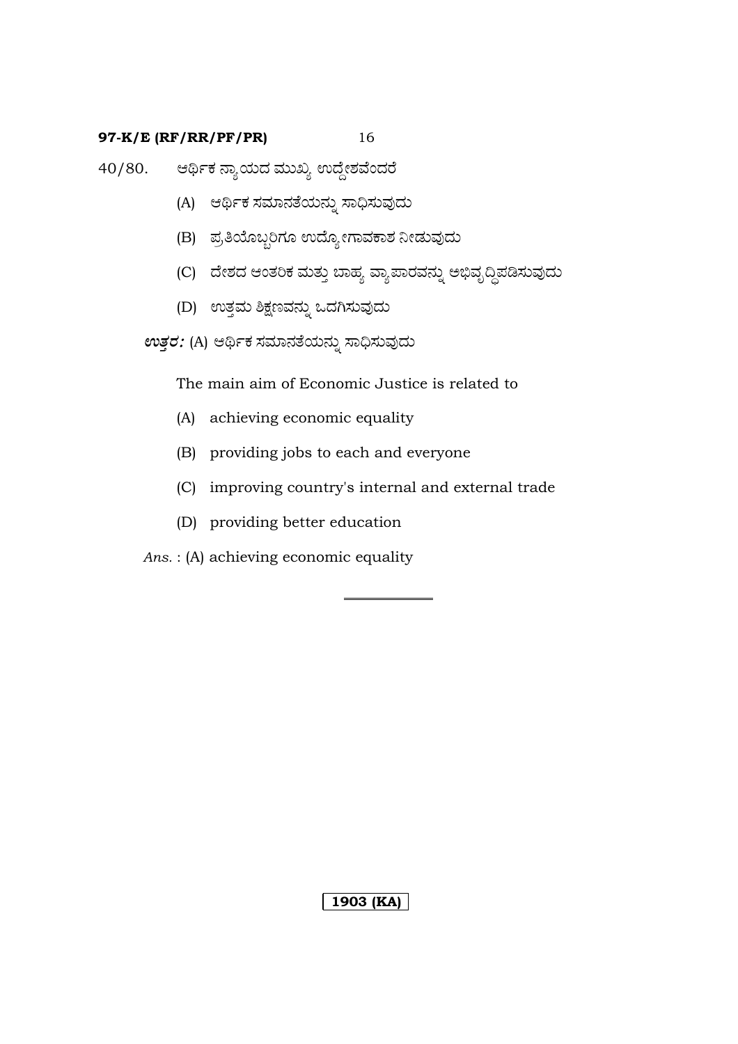40/80. ಆರ್ಥಿಕ ನ್ಯಾಯದ ಮುಖ್ಯ ಉದ್ದೇಶವೆಂದರೆ

(A) ಆರ್ಥಿಕ ಸಮಾನತೆಯನ್ನು ಸಾಧಿಸುವುದು

(B) ಪ್ರತಿಯೊಬ್ಬರಿಗೂ ಉದ್ಯೋಗಾವಕಾಶ ನೀಡುವುದು

(C) ದೇಶದ ಆಂತರಿಕ ಮತ್ತು ಬಾಹ್ಯ ವ್ಯಾಪಾರವನ್ನು ಅಭಿವೃದ್ಧಿಪಡಿಸುವುದು

(D) ಉತ್ತಮ ಶಿಕ್ಷಣವನ್ನು ಒದಗಿಸುವುದು

***ಉತ್ತರ:*** (A) ಆರ್ಥಿಕ ಸಮಾನತೆಯನ್ನು ಸಾಧಿಸುವುದು

The main aim of Economic Justice is related to

(A) achieving economic equality

(B) providing jobs to each and everyone

(C) improving country's internal and external trade

(D) providing better education

*Ans.* : (A) achieving economic equality